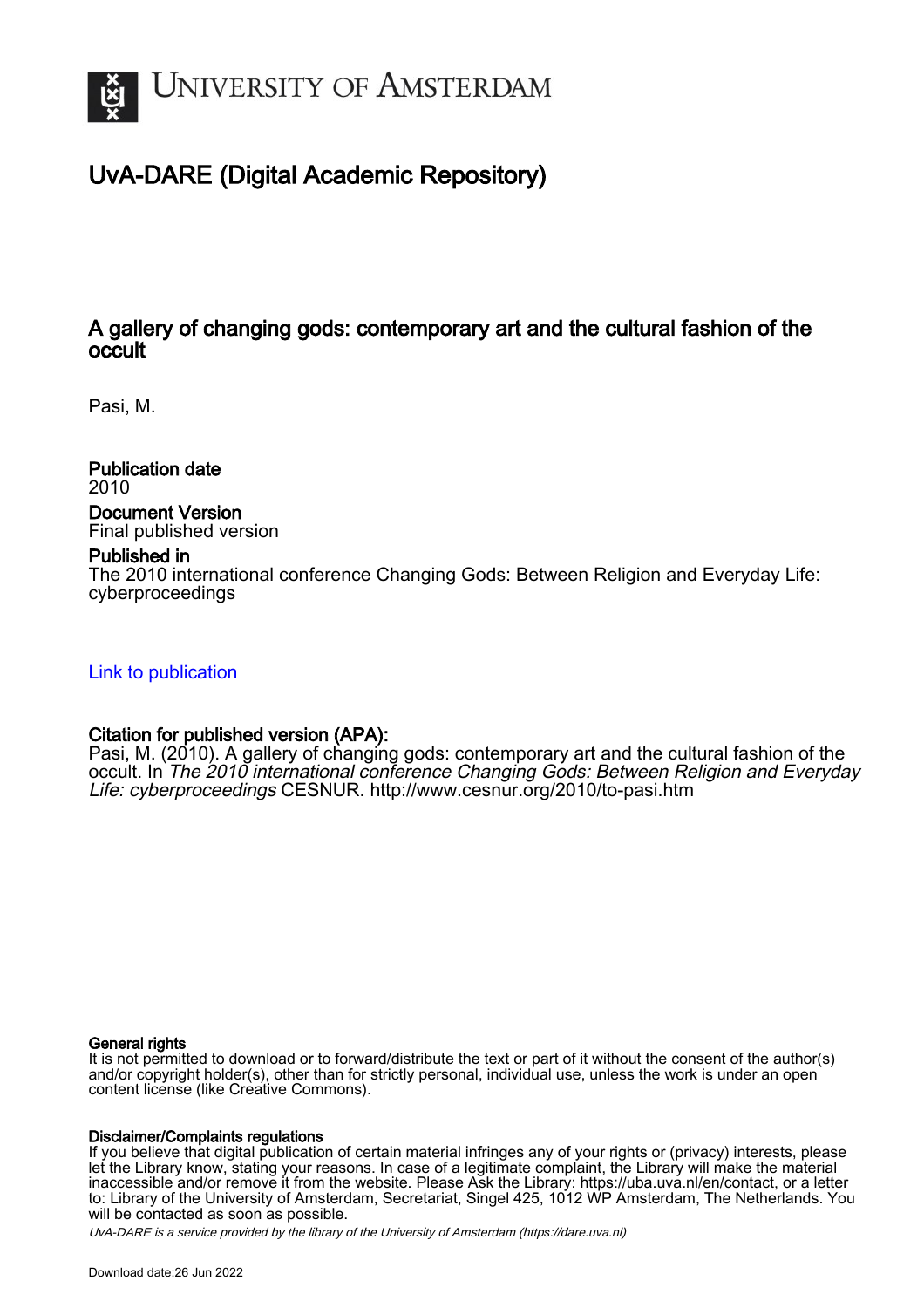# UNIVERSITY OF AMSTERDAM

## UvA-DARE (Digital Academic Repository)

### A gallery of changing gods: contemporary art and the cultural fashion of the occult

Pasi, M.

**Publication date**
2010

**Document Version**
Final published version

**Published in**
The 2010 international conference Changing Gods: Between Religion and Everyday Life: cyberproceedings

Link to publication

**Citation for published version (APA):**
Pasi, M. (2010). A gallery of changing gods: contemporary art and the cultural fashion of the occult. In *The 2010 international conference Changing Gods: Between Religion and Everyday Life: cyberproceedings* CESNUR. http://www.cesnur.org/2010/to-pasi.htm

**General rights**
It is not permitted to download or to forward/distribute the text or part of it without the consent of the author(s) and/or copyright holder(s), other than for strictly personal, individual use, unless the work is under an open content license (like Creative Commons).

**Disclaimer/Complaints regulations**
If you believe that digital publication of certain material infringes any of your rights or (privacy) interests, please let the Library know, stating your reasons. In case of a legitimate complaint, the Library will make the material inaccessible and/or remove it from the website. Please Ask the Library: https://uba.uva.nl/en/contact, or a letter to: Library of the University of Amsterdam, Secretariat, Singel 425, 1012 WP Amsterdam, The Netherlands. You will be contacted as soon as possible.

*UvA-DARE is a service provided by the library of the University of Amsterdam (https://dare.uva.nl)*

Download date:26 Jun 2022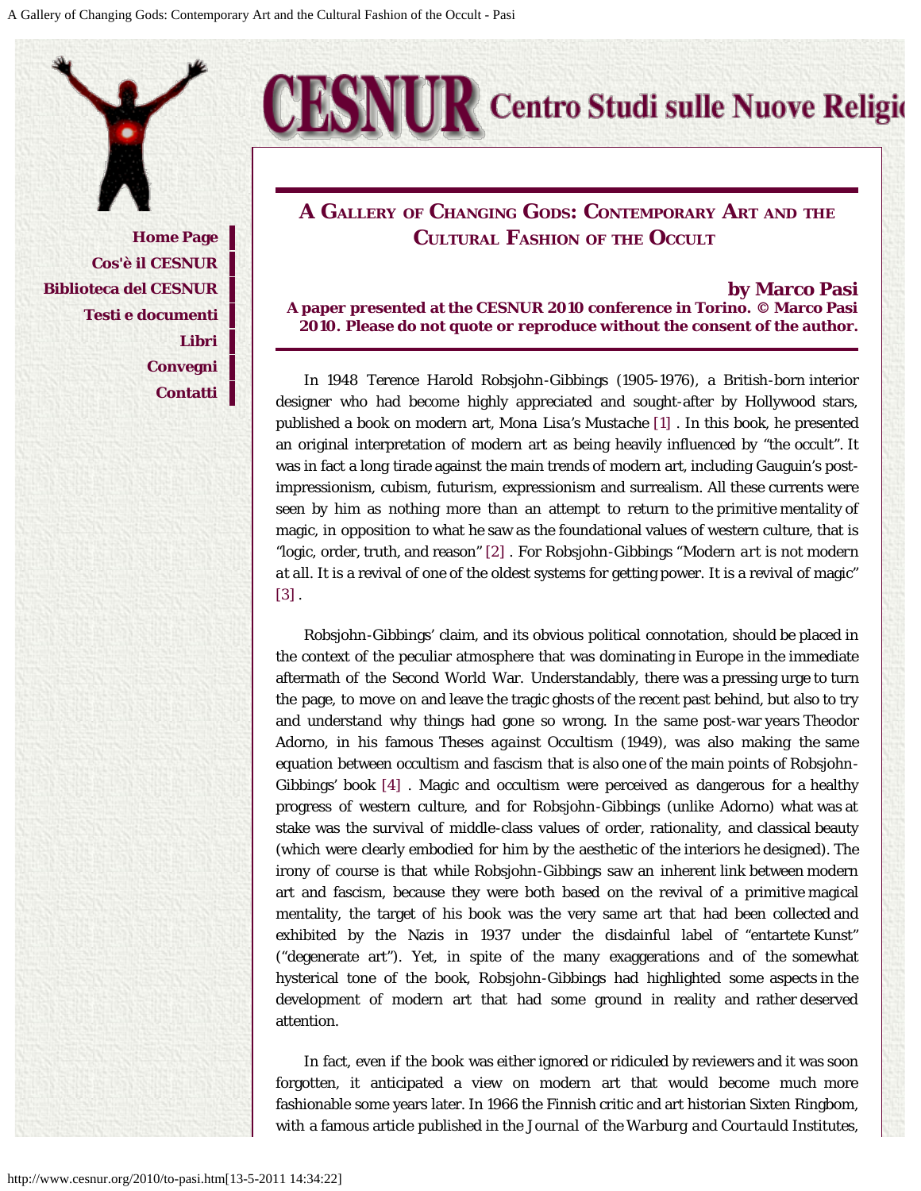# A Gallery of Changing Gods: Contemporary Art and the Cultural Fashion of the Occult

**by Marco Pasi**

**A paper presented at the CESNUR 2010 conference in Torino. © Marco Pasi 2010. Please do not quote or reproduce without the consent of the author.**

In 1948 Terence Harold Robsjohn-Gibbings (1905-1976), a British-born interior designer who had become highly appreciated and sought-after by Hollywood stars, published a book on modern art, *Mona Lisa's Mustache* [1] . In this book, he presented an original interpretation of modern art as being heavily influenced by "the occult". It was in fact a long tirade against the main trends of modern art, including Gauguin's post-impressionism, cubism, futurism, expressionism and surrealism. All these currents were seen by him as nothing more than an attempt to return to the primitive mentality of magic, in opposition to what he saw as the foundational values of western culture, that is "logic, order, truth, and reason" [2] . For Robsjohn-Gibbings "*Modern art is not modern at all*. It is a revival of one of the oldest systems for getting power. It is a revival of magic" [3] .

Robsjohn-Gibbings' claim, and its obvious political connotation, should be placed in the context of the peculiar atmosphere that was dominating in Europe in the immediate aftermath of the Second World War. Understandably, there was a pressing urge to turn the page, to move on and leave the tragic ghosts of the recent past behind, but also to try and understand why things had gone so wrong. In the same post-war years Theodor Adorno, in his famous *Theses against Occultism* (1949), was also making the same equation between occultism and fascism that is also one of the main points of Robsjohn-Gibbings' book [4] . Magic and occultism were perceived as dangerous for a healthy progress of western culture, and for Robsjohn-Gibbings (unlike Adorno) what was at stake was the survival of middle-class values of order, rationality, and classical beauty (which were clearly embodied for him by the aesthetic of the interiors he designed). The irony of course is that while Robsjohn-Gibbings saw an inherent link between modern art and fascism, because they were both based on the revival of a primitive magical mentality, the target of his book was the very same art that had been collected and exhibited by the Nazis in 1937 under the disdainful label of "entartete Kunst" ("degenerate art"). Yet, in spite of the many exaggerations and of the somewhat hysterical tone of the book, Robsjohn-Gibbings had highlighted some aspects in the development of modern art that had some ground in reality and rather deserved attention.

In fact, even if the book was either ignored or ridiculed by reviewers and it was soon forgotten, it anticipated a view on modern art that would become much more fashionable some years later. In 1966 the Finnish critic and art historian Sixten Ringbom, with a famous article published in the *Journal of the Warburg and Courtauld Institutes*,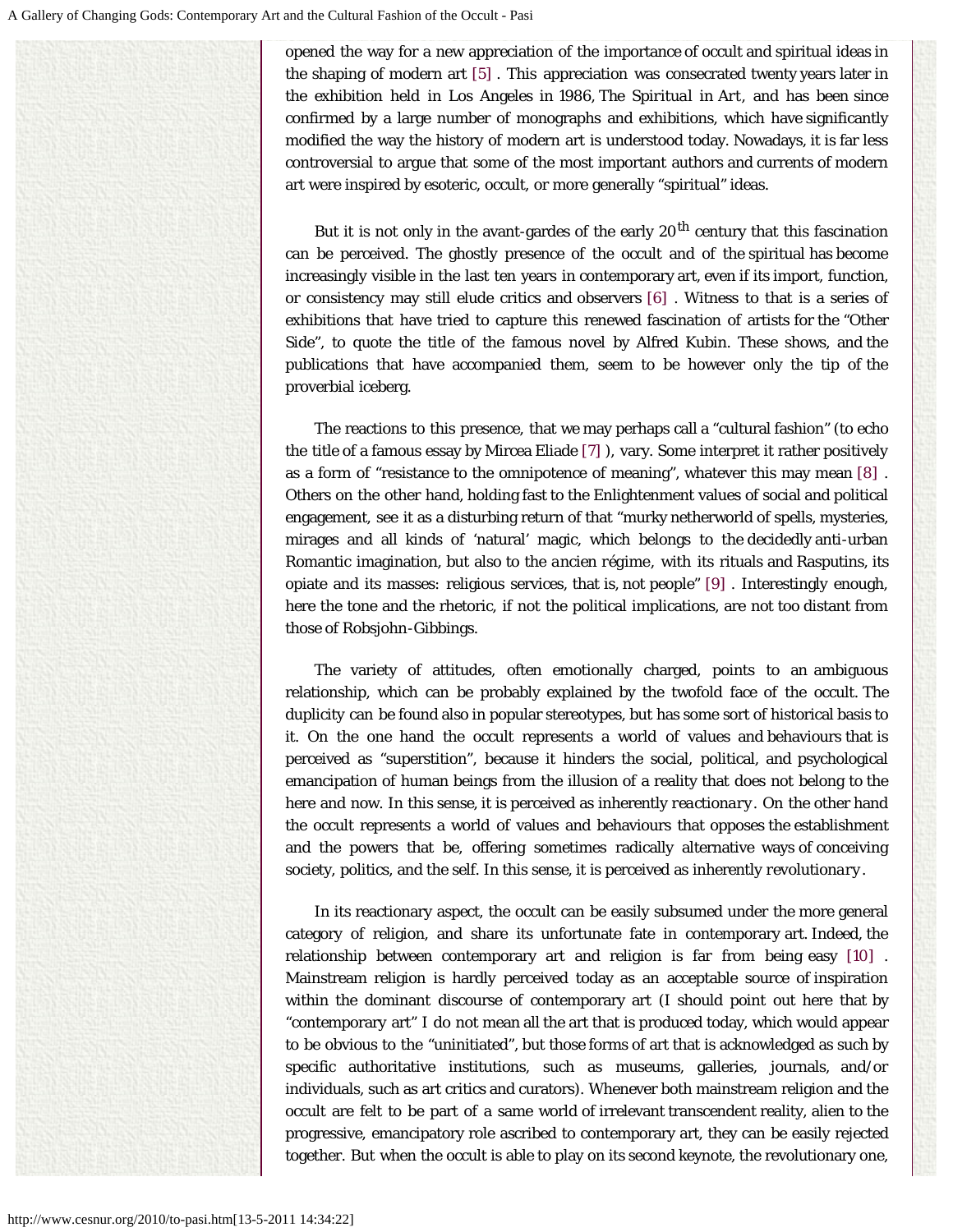opened the way for a new appreciation of the importance of occult and spiritual ideas in the shaping of modern art [5] . This appreciation was consecrated twenty years later in the exhibition held in Los Angeles in 1986, *The Spiritual in Art*, and has been since confirmed by a large number of monographs and exhibitions, which have significantly modified the way the history of modern art is understood today. Nowadays, it is far less controversial to argue that some of the most important authors and currents of modern art were inspired by esoteric, occult, or more generally "spiritual" ideas.

But it is not only in the avant-gardes of the early 20th century that this fascination can be perceived. The ghostly presence of the occult and of the spiritual has become increasingly visible in the last ten years in contemporary art, even if its import, function, or consistency may still elude critics and observers [6] . Witness to that is a series of exhibitions that have tried to capture this renewed fascination of artists for the "Other Side", to quote the title of the famous novel by Alfred Kubin. These shows, and the publications that have accompanied them, seem to be however only the tip of the proverbial iceberg.

The reactions to this presence, that we may perhaps call a "cultural fashion" (to echo the title of a famous essay by Mircea Eliade [7] ), vary. Some interpret it rather positively as a form of "resistance to the omnipotence of meaning", whatever this may mean [8] . Others on the other hand, holding fast to the Enlightenment values of social and political engagement, see it as a disturbing return of that "murky netherworld of spells, mysteries, mirages and all kinds of 'natural' magic, which belongs to the decidedly anti-urban Romantic imagination, but also to the *ancien régime*, with its rituals and Rasputins, its opiate and its masses: religious services, that is, not people" [9] . Interestingly enough, here the tone and the rhetoric, if not the political implications, are not too distant from those of Robsjohn-Gibbings.

The variety of attitudes, often emotionally charged, points to an ambiguous relationship, which can be probably explained by the twofold face of the occult. The duplicity can be found also in popular stereotypes, but has some sort of historical basis to it. On the one hand the occult represents a world of values and behaviours that is perceived as "superstition", because it hinders the social, political, and psychological emancipation of human beings from the illusion of a reality that does not belong to the here and now. In this sense, it is perceived as inherently *reactionary*. On the other hand the occult represents a world of values and behaviours that opposes the establishment and the powers that be, offering sometimes radically alternative ways of conceiving society, politics, and the self. In this sense, it is perceived as inherently *revolutionary*.

In its reactionary aspect, the occult can be easily subsumed under the more general category of religion, and share its unfortunate fate in contemporary art. Indeed, the relationship between contemporary art and religion is far from being easy [10] . Mainstream religion is hardly perceived today as an acceptable source of inspiration within the dominant discourse of contemporary art (I should point out here that by "contemporary art" I do not mean all the art that is produced today, which would appear to be obvious to the "uninitiated", but those forms of art that is acknowledged as such by specific authoritative institutions, such as museums, galleries, journals, and/or individuals, such as art critics and curators). Whenever both mainstream religion and the occult are felt to be part of a same world of irrelevant transcendent reality, alien to the progressive, emancipatory role ascribed to contemporary art, they can be easily rejected together. But when the occult is able to play on its second keynote, the revolutionary one,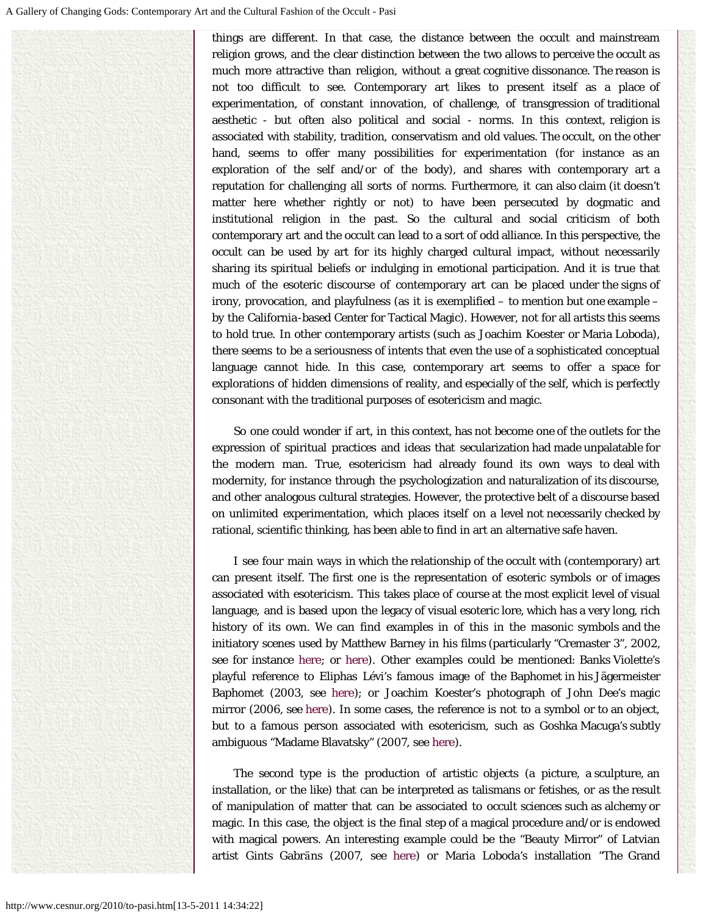things are different. In that case, the distance between the occult and mainstream religion grows, and the clear distinction between the two allows to perceive the occult as much more attractive than religion, without a great cognitive dissonance. The reason is not too difficult to see. Contemporary art likes to present itself as a place of experimentation, of constant innovation, of challenge, of transgression of traditional aesthetic - but often also political and social - norms. In this context, religion is associated with stability, tradition, conservatism and old values. The occult, on the other hand, seems to offer many possibilities for experimentation (for instance as an exploration of the self and/or of the body), and shares with contemporary art a reputation for challenging all sorts of norms. Furthermore, it can also claim (it doesn't matter here whether rightly or not) to have been persecuted by dogmatic and institutional religion in the past. So the cultural and social criticism of both contemporary art and the occult can lead to a sort of odd alliance. In this perspective, the occult can be used by art for its highly charged cultural impact, without necessarily sharing its spiritual beliefs or indulging in emotional participation. And it is true that much of the esoteric discourse of contemporary art can be placed under the signs of irony, provocation, and playfulness (as it is exemplified – to mention but one example – by the California-based Center for Tactical Magic). However, not for all artists this seems to hold true. In other contemporary artists (such as Joachim Koester or Maria Loboda), there seems to be a seriousness of intents that even the use of a sophisticated conceptual language cannot hide. In this case, contemporary art seems to offer a space for explorations of hidden dimensions of reality, and especially of the self, which is perfectly consonant with the traditional purposes of esotericism and magic.

So one could wonder if art, in this context, has not become one of the outlets for the expression of spiritual practices and ideas that secularization had made unpalatable for the modern man. True, esotericism had already found its own ways to deal with modernity, for instance through the psychologization and naturalization of its discourse, and other analogous cultural strategies. However, the protective belt of a discourse based on unlimited experimentation, which places itself on a level not necessarily checked by rational, scientific thinking, has been able to find in art an alternative safe haven.

I see four main ways in which the relationship of the occult with (contemporary) art can present itself. The first one is the representation of esoteric symbols or of images associated with esotericism. This takes place of course at the most explicit level of visual language, and is based upon the legacy of visual esoteric lore, which has a very long, rich history of its own. We can find examples in of this in the masonic symbols and the initiatory scenes used by Matthew Barney in his films (particularly "Cremaster 3", 2002, see for instance here; or here). Other examples could be mentioned: Banks Violette's playful reference to Eliphas Lévi's famous image of the Baphomet in his Jägermeister Baphomet (2003, see here); or Joachim Koester's photograph of John Dee's magic mirror (2006, see here). In some cases, the reference is not to a symbol or to an object, but to a famous person associated with esotericism, such as Goshka Macuga's subtly ambiguous "Madame Blavatsky" (2007, see here).

The second type is the production of artistic objects (a picture, a sculpture, an installation, or the like) that can be interpreted as talismans or fetishes, or as the result of manipulation of matter that can be associated to occult sciences such as alchemy or magic. In this case, the object is the final step of a magical procedure and/or is endowed with magical powers. An interesting example could be the "Beauty Mirror" of Latvian artist Gints Gabrāns (2007, see here) or Maria Loboda's installation "The Grand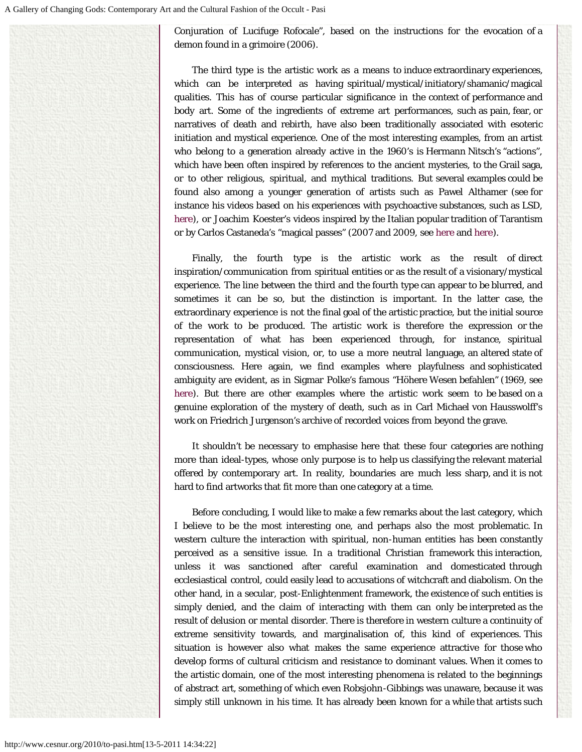Conjuration of Lucifuge Rofocale", based on the instructions for the evocation of a demon found in a grimoire (2006).

The third type is the artistic work as a means to induce extraordinary experiences, which can be interpreted as having spiritual/mystical/initiatory/shamanic/magical qualities. This has of course particular significance in the context of performance and body art. Some of the ingredients of extreme art performances, such as pain, fear, or narratives of death and rebirth, have also been traditionally associated with esoteric initiation and mystical experience. One of the most interesting examples, from an artist who belong to a generation already active in the 1960's is Hermann Nitsch's "actions", which have been often inspired by references to the ancient mysteries, to the Grail saga, or to other religious, spiritual, and mythical traditions. But several examples could be found also among a younger generation of artists such as Pawel Althamer (see for instance his videos based on his experiences with psychoactive substances, such as LSD, here), or Joachim Koester's videos inspired by the Italian popular tradition of Tarantism or by Carlos Castaneda's "magical passes" (2007 and 2009, see here and here).

Finally, the fourth type is the artistic work as the result of direct inspiration/communication from spiritual entities or as the result of a visionary/mystical experience. The line between the third and the fourth type can appear to be blurred, and sometimes it can be so, but the distinction is important. In the latter case, the extraordinary experience is not the final goal of the artistic practice, but the initial source of the work to be produced. The artistic work is therefore the expression or the representation of what has been experienced through, for instance, spiritual communication, mystical vision, or, to use a more neutral language, an altered state of consciousness. Here again, we find examples where playfulness and sophisticated ambiguity are evident, as in Sigmar Polke's famous "Höhere Wesen befahlen" (1969, see here). But there are other examples where the artistic work seem to be based on a genuine exploration of the mystery of death, such as in Carl Michael von Hausswolff's work on Friedrich Jurgenson's archive of recorded voices from beyond the grave.

It shouldn't be necessary to emphasise here that these four categories are nothing more than ideal-types, whose only purpose is to help us classifying the relevant material offered by contemporary art. In reality, boundaries are much less sharp, and it is not hard to find artworks that fit more than one category at a time.

Before concluding, I would like to make a few remarks about the last category, which I believe to be the most interesting one, and perhaps also the most problematic. In western culture the interaction with spiritual, non-human entities has been constantly perceived as a sensitive issue. In a traditional Christian framework this interaction, unless it was sanctioned after careful examination and domesticated through ecclesiastical control, could easily lead to accusations of witchcraft and diabolism. On the other hand, in a secular, post-Enlightenment framework, the existence of such entities is simply denied, and the claim of interacting with them can only be interpreted as the result of delusion or mental disorder. There is therefore in western culture a continuity of extreme sensitivity towards, and marginalisation of, this kind of experiences. This situation is however also what makes the same experience attractive for those who develop forms of cultural criticism and resistance to dominant values. When it comes to the artistic domain, one of the most interesting phenomena is related to the beginnings of abstract art, something of which even Robsjohn-Gibbings was unaware, because it was simply still unknown in his time. It has already been known for a while that artists such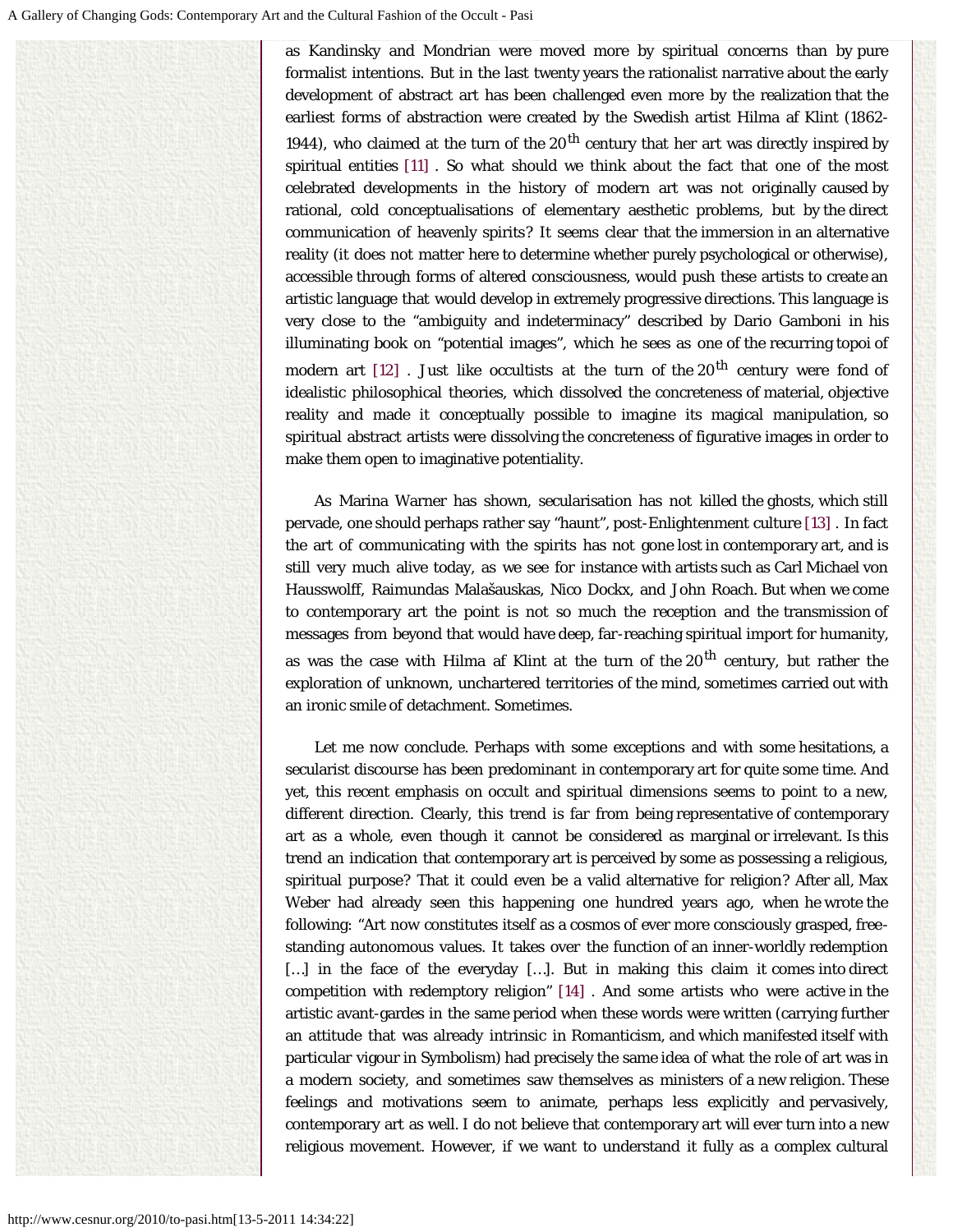as Kandinsky and Mondrian were moved more by spiritual concerns than by pure formalist intentions. But in the last twenty years the rationalist narrative about the early development of abstract art has been challenged even more by the realization that the earliest forms of abstraction were created by the Swedish artist Hilma af Klint (1862-1944), who claimed at the turn of the 20th century that her art was directly inspired by spiritual entities [11] . So what should we think about the fact that one of the most celebrated developments in the history of modern art was not originally caused by rational, cold conceptualisations of elementary aesthetic problems, but by the direct communication of heavenly spirits? It seems clear that the immersion in an alternative reality (it does not matter here to determine whether purely psychological or otherwise), accessible through forms of altered consciousness, would push these artists to create an artistic language that would develop in extremely progressive directions. This language is very close to the "ambiguity and indeterminacy" described by Dario Gamboni in his illuminating book on "potential images", which he sees as one of the recurring topoi of modern art [12] . Just like occultists at the turn of the 20th century were fond of idealistic philosophical theories, which dissolved the concreteness of material, objective reality and made it conceptually possible to imagine its magical manipulation, so spiritual abstract artists were dissolving the concreteness of figurative images in order to make them open to imaginative potentiality.

As Marina Warner has shown, secularisation has not killed the ghosts, which still pervade, one should perhaps rather say "haunt", post-Enlightenment culture [13] . In fact the art of communicating with the spirits has not gone lost in contemporary art, and is still very much alive today, as we see for instance with artists such as Carl Michael von Hausswolff, Raimundas Malašauskas, Nico Dockx, and John Roach. But when we come to contemporary art the point is not so much the reception and the transmission of messages from beyond that would have deep, far-reaching spiritual import for humanity, as was the case with Hilma af Klint at the turn of the 20th century, but rather the exploration of unknown, unchartered territories of the mind, sometimes carried out with an ironic smile of detachment. Sometimes.

Let me now conclude. Perhaps with some exceptions and with some hesitations, a secularist discourse has been predominant in contemporary art for quite some time. And yet, this recent emphasis on occult and spiritual dimensions seems to point to a new, different direction. Clearly, this trend is far from being representative of contemporary art as a whole, even though it cannot be considered as marginal or irrelevant. Is this trend an indication that contemporary art is perceived by some as possessing a religious, spiritual purpose? That it could even be a valid alternative for religion? After all, Max Weber had already seen this happening one hundred years ago, when he wrote the following: "Art now constitutes itself as a cosmos of ever more consciously grasped, free-standing autonomous values. It takes over the function of an inner-worldly redemption […] in the face of the everyday […]. But in making this claim it comes into direct competition with redemptory religion" [14] . And some artists who were active in the artistic avant-gardes in the same period when these words were written (carrying further an attitude that was already intrinsic in Romanticism, and which manifested itself with particular vigour in Symbolism) had precisely the same idea of what the role of art was in a modern society, and sometimes saw themselves as ministers of a new religion. These feelings and motivations seem to animate, perhaps less explicitly and pervasively, contemporary art as well. I do not believe that contemporary art will ever turn into a new religious movement. However, if we want to understand it fully as a complex cultural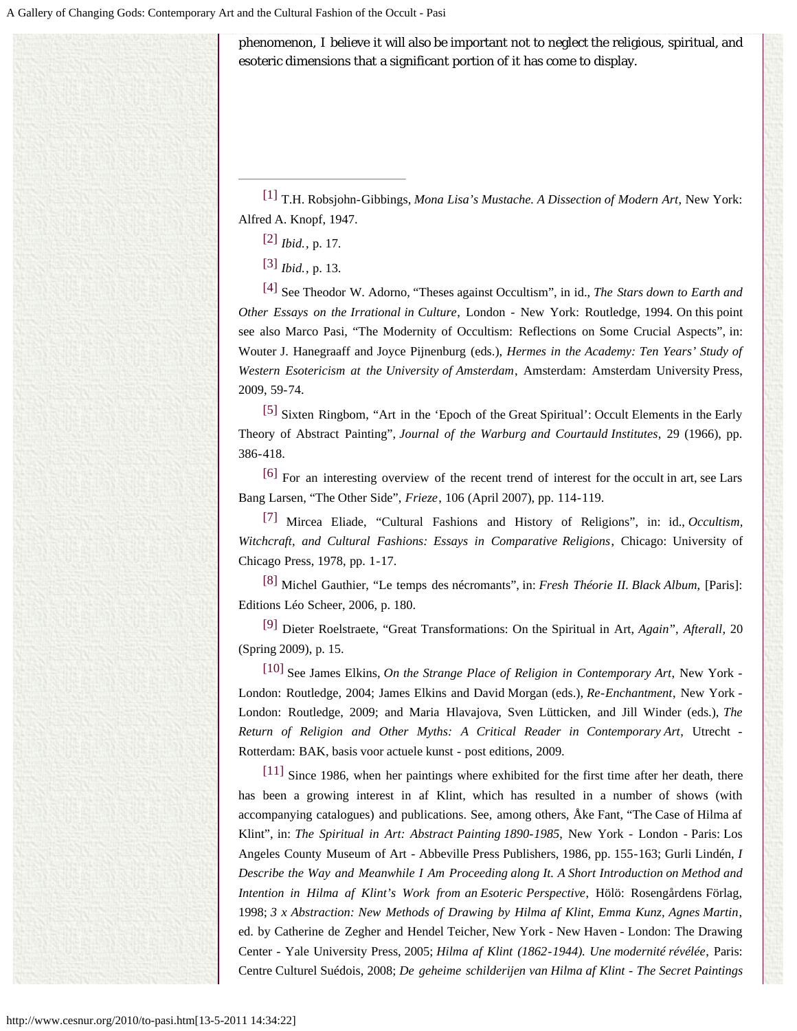phenomenon, I believe it will also be important not to neglect the religious, spiritual, and esoteric dimensions that a significant portion of it has come to display.

---

[1] T.H. Robsjohn-Gibbings, *Mona Lisa's Mustache. A Dissection of Modern Art*, New York: Alfred A. Knopf, 1947.

[2] *Ibid.*, p. 17.

[3] *Ibid.*, p. 13.

[4] See Theodor W. Adorno, "Theses against Occultism", in id., *The Stars down to Earth and Other Essays on the Irrational in Culture*, London - New York: Routledge, 1994. On this point see also Marco Pasi, "The Modernity of Occultism: Reflections on Some Crucial Aspects", in: Wouter J. Hanegraaff and Joyce Pijnenburg (eds.), *Hermes in the Academy: Ten Years' Study of Western Esotericism at the University of Amsterdam*, Amsterdam: Amsterdam University Press, 2009, 59-74.

[5] Sixten Ringbom, "Art in the 'Epoch of the Great Spiritual': Occult Elements in the Early Theory of Abstract Painting", *Journal of the Warburg and Courtauld Institutes*, 29 (1966), pp. 386-418.

[6] For an interesting overview of the recent trend of interest for the occult in art, see Lars Bang Larsen, "The Other Side", *Frieze*, 106 (April 2007), pp. 114-119.

[7] Mircea Eliade, "Cultural Fashions and History of Religions", in: id., *Occultism, Witchcraft, and Cultural Fashions: Essays in Comparative Religions*, Chicago: University of Chicago Press, 1978, pp. 1-17.

[8] Michel Gauthier, "Le temps des nécromants", in: *Fresh Théorie II. Black Album*, [Paris]: Editions Léo Scheer, 2006, p. 180.

[9] Dieter Roelstraete, "Great Transformations: On the Spiritual in Art, *Again*", *Afterall*, 20 (Spring 2009), p. 15.

[10] See James Elkins, *On the Strange Place of Religion in Contemporary Art*, New York - London: Routledge, 2004; James Elkins and David Morgan (eds.), *Re-Enchantment*, New York - London: Routledge, 2009; and Maria Hlavajova, Sven Lütticken, and Jill Winder (eds.), *The Return of Religion and Other Myths: A Critical Reader in Contemporary Art*, Utrecht - Rotterdam: BAK, basis voor actuele kunst - post editions, 2009.

[11] Since 1986, when her paintings where exhibited for the first time after her death, there has been a growing interest in af Klint, which has resulted in a number of shows (with accompanying catalogues) and publications. See, among others, Åke Fant, "The Case of Hilma af Klint", in: *The Spiritual in Art: Abstract Painting 1890-1985*, New York - London - Paris: Los Angeles County Museum of Art - Abbeville Press Publishers, 1986, pp. 155-163; Gurli Lindén, *I Describe the Way and Meanwhile I Am Proceeding along It. A Short Introduction on Method and Intention in Hilma af Klint's Work from an Esoteric Perspective*, Hölö: Rosengårdens Förlag, 1998; *3 x Abstraction: New Methods of Drawing by Hilma af Klint, Emma Kunz, Agnes Martin*, ed. by Catherine de Zegher and Hendel Teicher, New York - New Haven - London: The Drawing Center - Yale University Press, 2005; *Hilma af Klint (1862-1944). Une modernité révélée*, Paris: Centre Culturel Suédois, 2008; *De geheime schilderijen van Hilma af Klint - The Secret Paintings*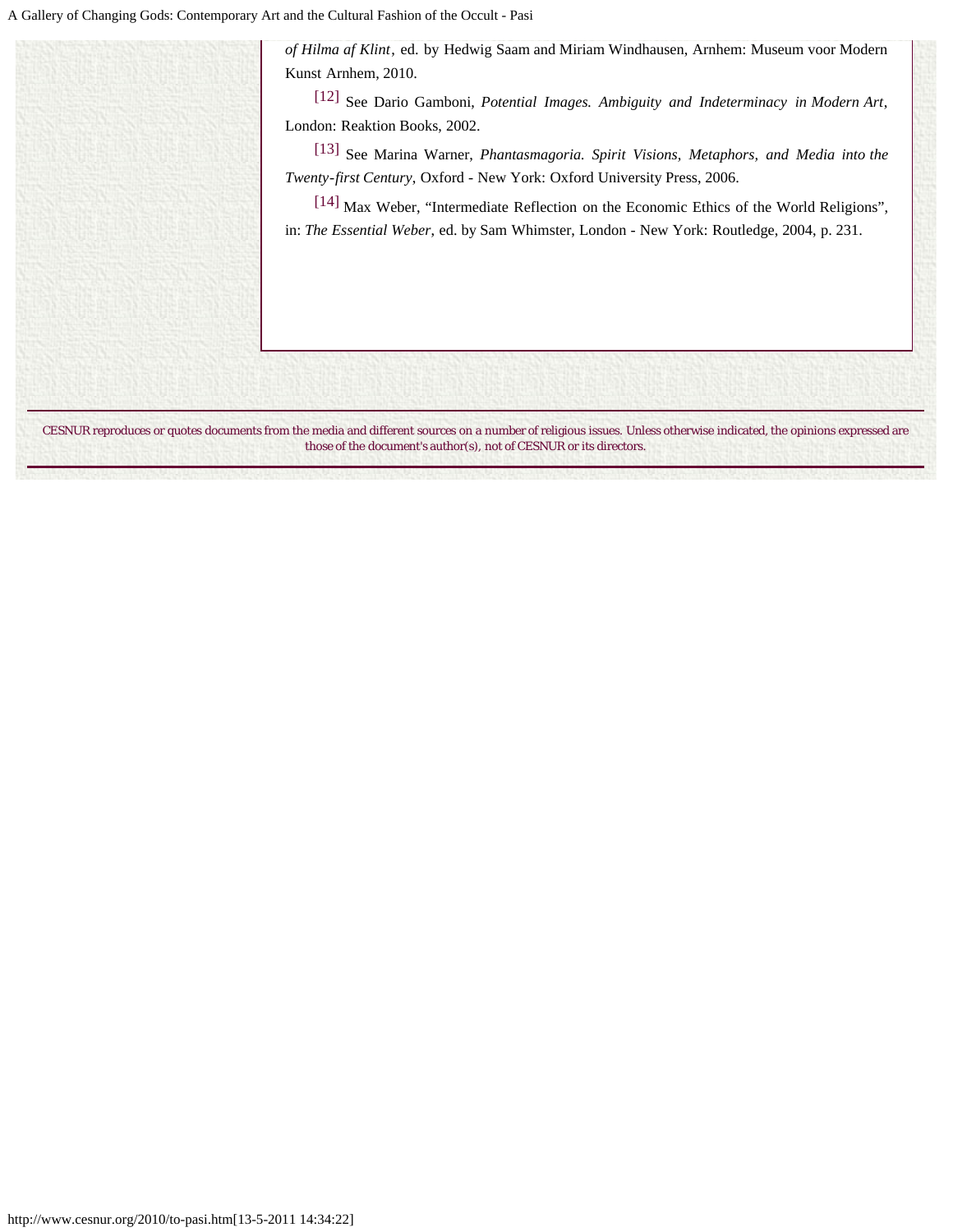*of Hilma af Klint*, ed. by Hedwig Saam and Miriam Windhausen, Arnhem: Museum voor Modern Kunst Arnhem, 2010.

[12] See Dario Gamboni, *Potential Images. Ambiguity and Indeterminacy in Modern Art*, London: Reaktion Books, 2002.

[13] See Marina Warner, *Phantasmagoria. Spirit Visions, Metaphors, and Media into the Twenty-first Century*, Oxford - New York: Oxford University Press, 2006.

[14] Max Weber, "Intermediate Reflection on the Economic Ethics of the World Religions", in: *The Essential Weber*, ed. by Sam Whimster, London - New York: Routledge, 2004, p. 231.

---

CESNUR reproduces or quotes documents from the media and different sources on a number of religious issues. Unless otherwise indicated, the opinions expressed are those of the document's author(s), not of CESNUR or its directors.